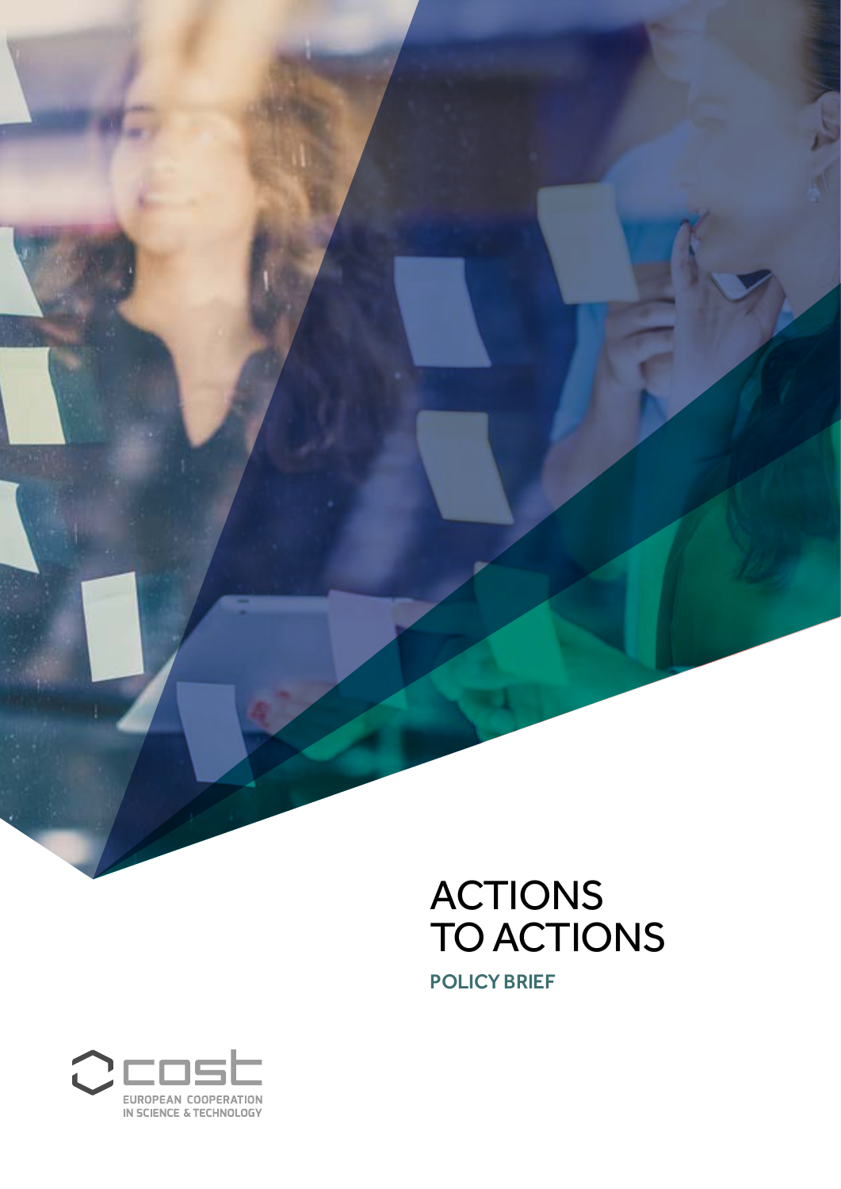# ACTIONS TO ACTIONS

## POLICY BRIEF

EUROPEAN COOPERATION IN SCIENCE & TECHNOLOGY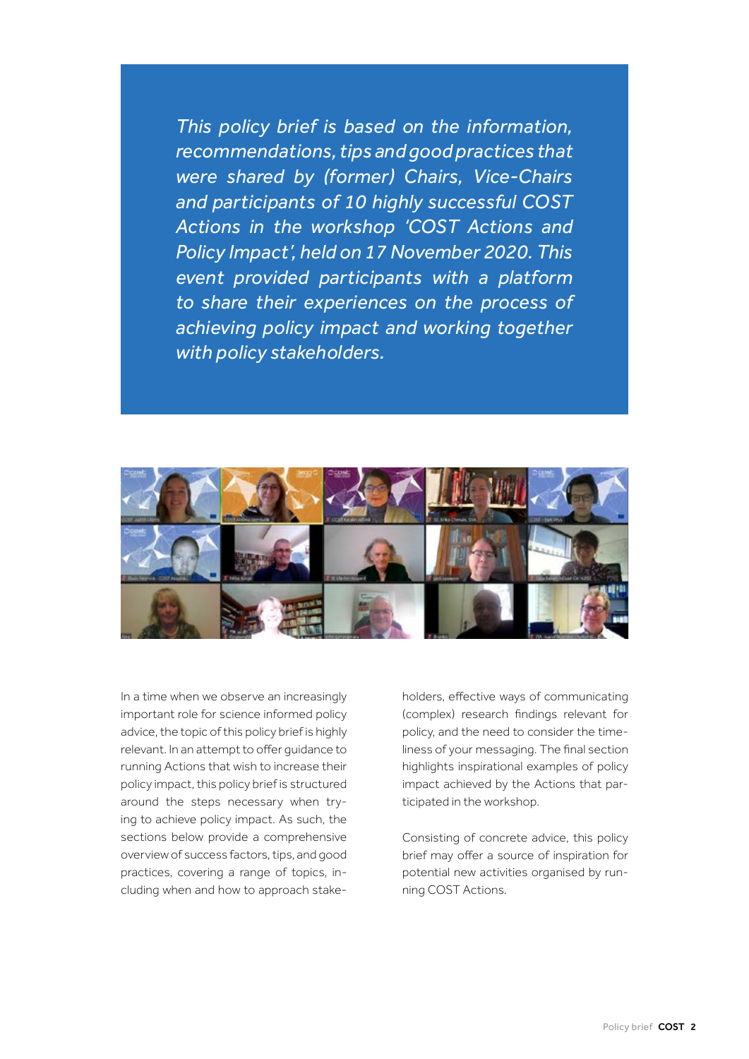*This policy brief is based on the information, recommendations, tips and good practices that were shared by (former) Chairs, Vice-Chairs and participants of 10 highly successful COST Actions in the workshop 'COST Actions and Policy Impact', held on 17 November 2020. This event provided participants with a platform to share their experiences on the process of achieving policy impact and working together with policy stakeholders.*

In a time when we observe an increasingly important role for science informed policy advice, the topic of this policy brief is highly relevant. In an attempt to offer guidance to running Actions that wish to increase their policy impact, this policy brief is structured around the steps necessary when trying to achieve policy impact. As such, the sections below provide a comprehensive overview of success factors, tips, and good practices, covering a range of topics, including when and how to approach stakeholders, effective ways of communicating (complex) research findings relevant for policy, and the need to consider the timeliness of your messaging. The final section highlights inspirational examples of policy impact achieved by the Actions that participated in the workshop.

Consisting of concrete advice, this policy brief may offer a source of inspiration for potential new activities organised by running COST Actions.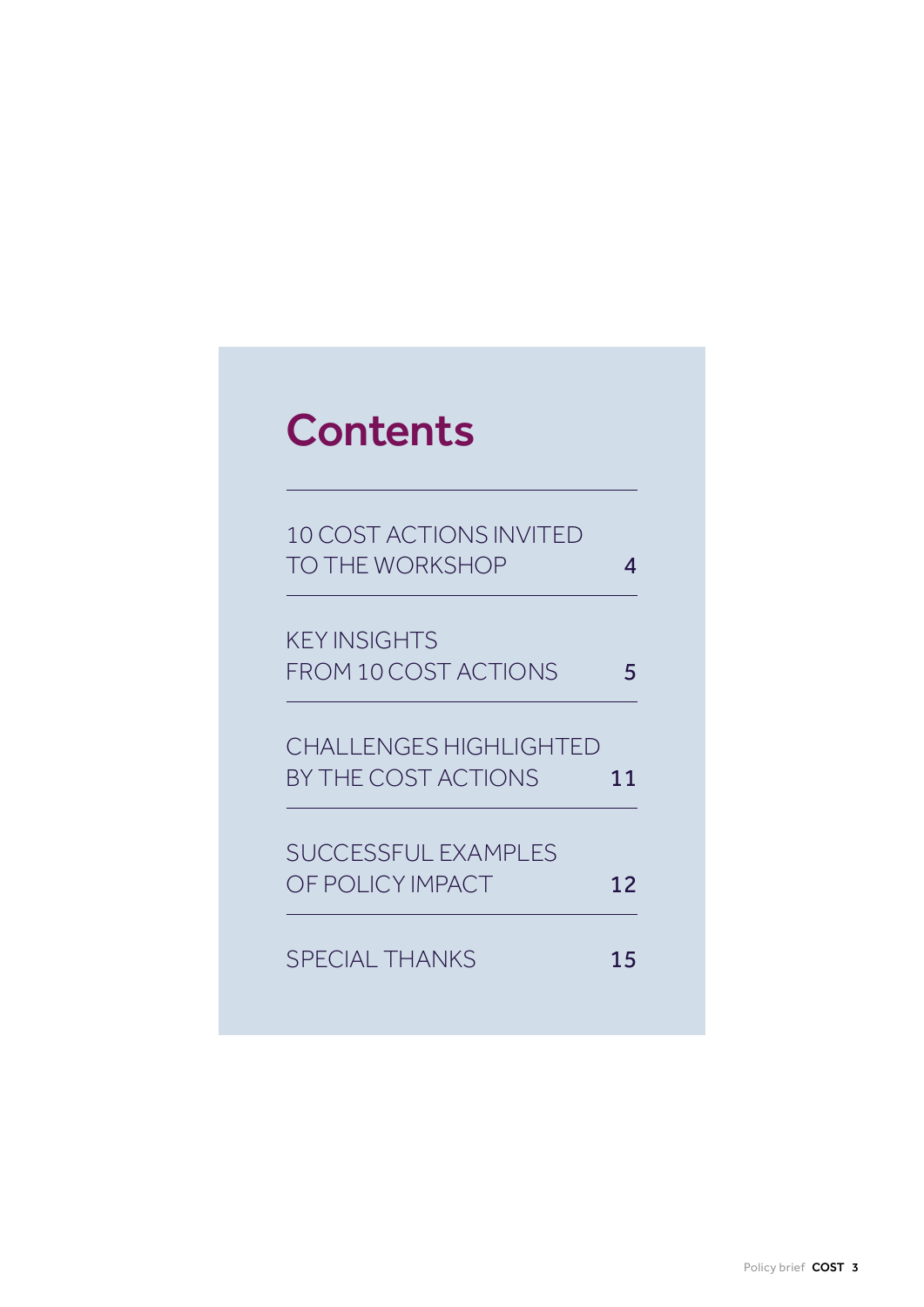# Contents

| | |
|---|---|
| 10 COST ACTIONS INVITED TO THE WORKSHOP | 4 |
| KEY INSIGHTS FROM 10 COST ACTIONS | 5 |
| CHALLENGES HIGHLIGHTED BY THE COST ACTIONS | 11 |
| SUCCESSFUL EXAMPLES OF POLICY IMPACT | 12 |
| SPECIAL THANKS | 15 |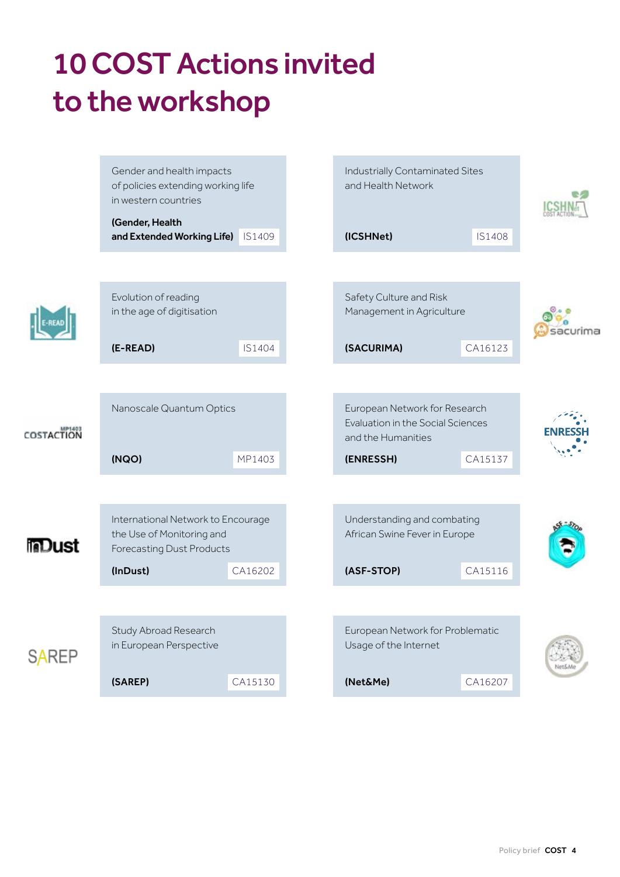# 10 COST Actions invited to the workshop

Gender and health impacts of policies extending working life in western countries

**(Gender, Health and Extended Working Life)** IS1409

Industrially Contaminated Sites and Health Network

**(ICSHNet)** IS1408

Evolution of reading in the age of digitisation

**(E-READ)** IS1404

Safety Culture and Risk Management in Agriculture

**(SACURIMA)** CA16123

Nanoscale Quantum Optics

**(NQO)** MP1403

European Network for Research Evaluation in the Social Sciences and the Humanities

**(ENRESSH)** CA15137

International Network to Encourage the Use of Monitoring and Forecasting Dust Products

**(InDust)** CA16202

Understanding and combating African Swine Fever in Europe

**(ASF-STOP)** CA15116

Study Abroad Research in European Perspective

**(SAREP)** CA15130

European Network for Problematic Usage of the Internet

**(Net&Me)** CA16207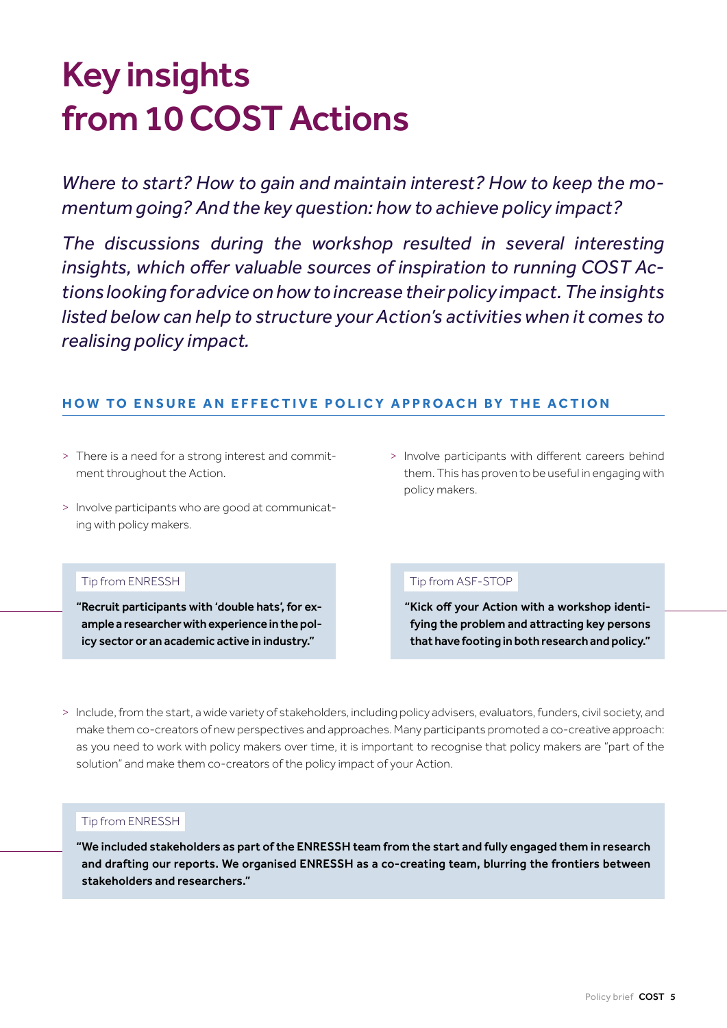# Key insights from 10 COST Actions

*Where to start? How to gain and maintain interest? How to keep the momentum going? And the key question: how to achieve policy impact?*

*The discussions during the workshop resulted in several interesting insights, which offer valuable sources of inspiration to running COST Actions looking for advice on how to increase their policy impact. The insights listed below can help to structure your Action's activities when it comes to realising policy impact.*

## HOW TO ENSURE AN EFFECTIVE POLICY APPROACH BY THE ACTION

- There is a need for a strong interest and commitment throughout the Action.
- Involve participants who are good at communicating with policy makers.
- Involve participants with different careers behind them. This has proven to be useful in engaging with policy makers.

> Tip from ENRESSH
>
> **"Recruit participants with 'double hats', for example a researcher with experience in the policy sector or an academic active in industry."**

> Tip from ASF-STOP
>
> **"Kick off your Action with a workshop identifying the problem and attracting key persons that have footing in both research and policy."**

- Include, from the start, a wide variety of stakeholders, including policy advisers, evaluators, funders, civil society, and make them co-creators of new perspectives and approaches. Many participants promoted a co-creative approach: as you need to work with policy makers over time, it is important to recognise that policy makers are "part of the solution" and make them co-creators of the policy impact of your Action.

> Tip from ENRESSH
>
> **"We included stakeholders as part of the ENRESSH team from the start and fully engaged them in research and drafting our reports. We organised ENRESSH as a co-creating team, blurring the frontiers between stakeholders and researchers."**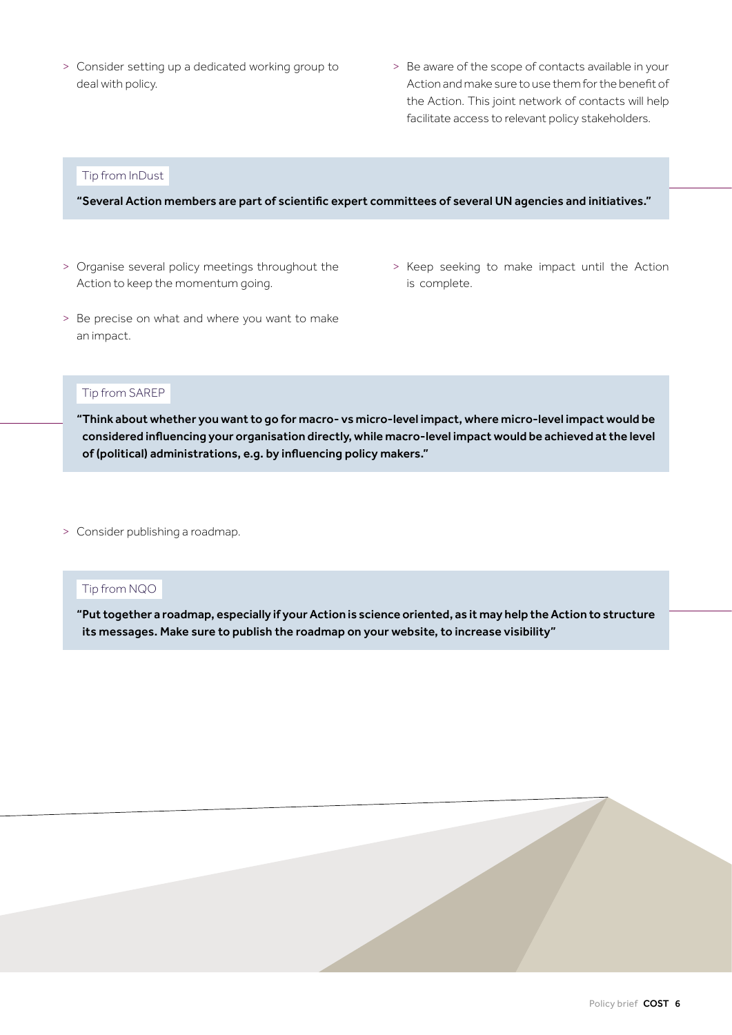- Consider setting up a dedicated working group to deal with policy.
- Be aware of the scope of contacts available in your Action and make sure to use them for the benefit of the Action. This joint network of contacts will help facilitate access to relevant policy stakeholders.

Tip from InDust

**"Several Action members are part of scientific expert committees of several UN agencies and initiatives."**

- Organise several policy meetings throughout the Action to keep the momentum going.
- Be precise on what and where you want to make an impact.
- Keep seeking to make impact until the Action is complete.

Tip from SAREP

**"Think about whether you want to go for macro- vs micro-level impact, where micro-level impact would be considered influencing your organisation directly, while macro-level impact would be achieved at the level of (political) administrations, e.g. by influencing policy makers."**

- Consider publishing a roadmap.

Tip from NQO

**"Put together a roadmap, especially if your Action is science oriented, as it may help the Action to structure its messages. Make sure to publish the roadmap on your website, to increase visibility"**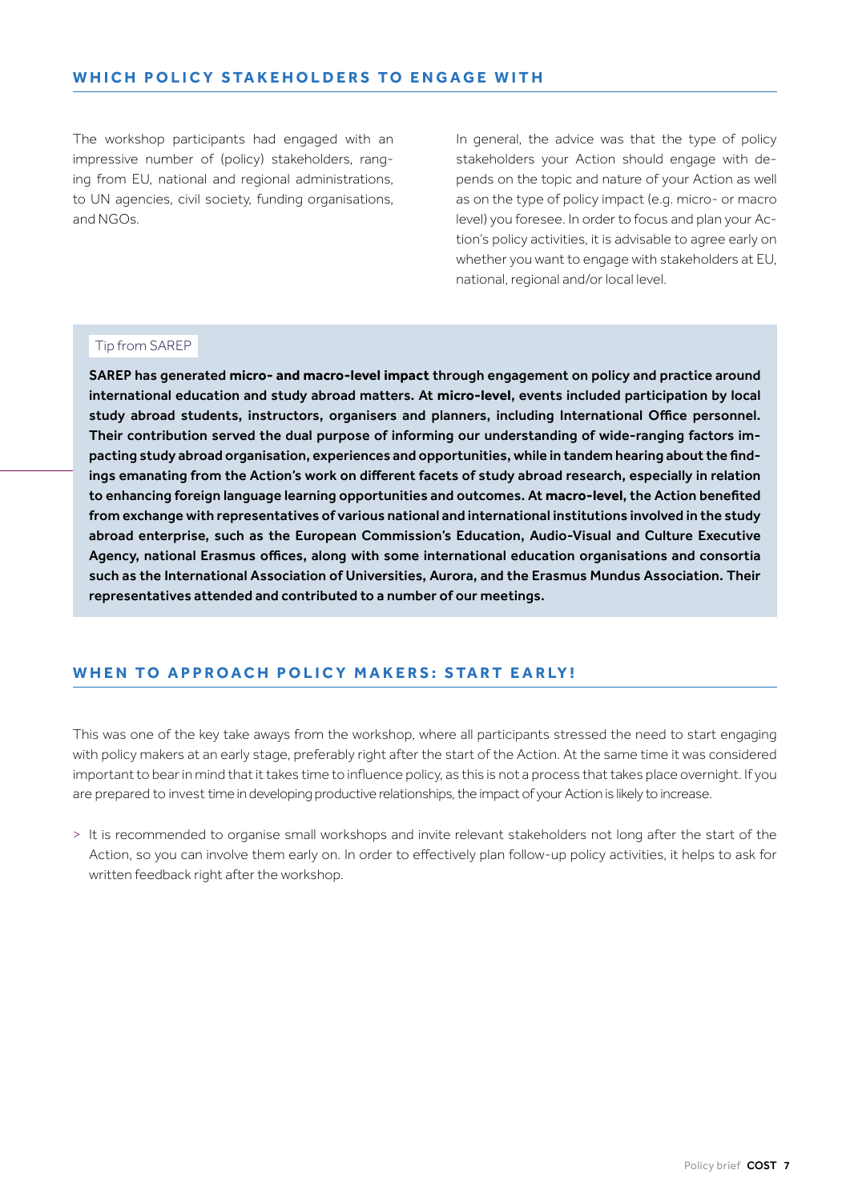## WHICH POLICY STAKEHOLDERS TO ENGAGE WITH

The workshop participants had engaged with an impressive number of (policy) stakeholders, ranging from EU, national and regional administrations, to UN agencies, civil society, funding organisations, and NGOs.

In general, the advice was that the type of policy stakeholders your Action should engage with depends on the topic and nature of your Action as well as on the type of policy impact (e.g. micro- or macro level) you foresee. In order to focus and plan your Action's policy activities, it is advisable to agree early on whether you want to engage with stakeholders at EU, national, regional and/or local level.

> Tip from SAREP
>
> **SAREP has generated micro- and macro-level impact through engagement on policy and practice around international education and study abroad matters. At micro-level, events included participation by local study abroad students, instructors, organisers and planners, including International Office personnel. Their contribution served the dual purpose of informing our understanding of wide-ranging factors impacting study abroad organisation, experiences and opportunities, while in tandem hearing about the findings emanating from the Action's work on different facets of study abroad research, especially in relation to enhancing foreign language learning opportunities and outcomes. At macro-level, the Action benefited from exchange with representatives of various national and international institutions involved in the study abroad enterprise, such as the European Commission's Education, Audio-Visual and Culture Executive Agency, national Erasmus offices, along with some international education organisations and consortia such as the International Association of Universities, Aurora, and the Erasmus Mundus Association. Their representatives attended and contributed to a number of our meetings.**

## WHEN TO APPROACH POLICY MAKERS: START EARLY!

This was one of the key take aways from the workshop, where all participants stressed the need to start engaging with policy makers at an early stage, preferably right after the start of the Action. At the same time it was considered important to bear in mind that it takes time to influence policy, as this is not a process that takes place overnight. If you are prepared to invest time in developing productive relationships, the impact of your Action is likely to increase.

- It is recommended to organise small workshops and invite relevant stakeholders not long after the start of the Action, so you can involve them early on. In order to effectively plan follow-up policy activities, it helps to ask for written feedback right after the workshop.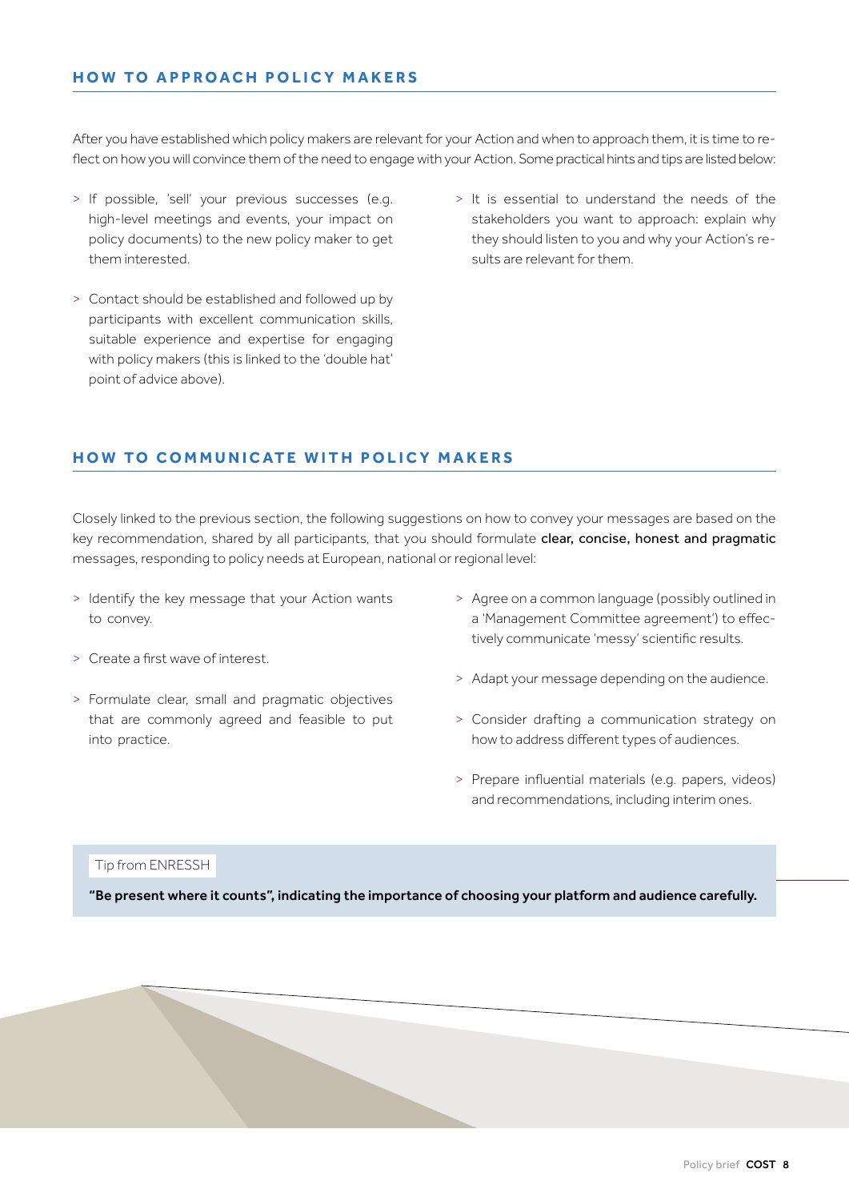## HOW TO APPROACH POLICY MAKERS

After you have established which policy makers are relevant for your Action and when to approach them, it is time to reflect on how you will convince them of the need to engage with your Action. Some practical hints and tips are listed below:

- If possible, 'sell' your previous successes (e.g. high-level meetings and events, your impact on policy documents) to the new policy maker to get them interested.
- Contact should be established and followed up by participants with excellent communication skills, suitable experience and expertise for engaging with policy makers (this is linked to the 'double hat' point of advice above).
- It is essential to understand the needs of the stakeholders you want to approach: explain why they should listen to you and why your Action's results are relevant for them.

## HOW TO COMMUNICATE WITH POLICY MAKERS

Closely linked to the previous section, the following suggestions on how to convey your messages are based on the key recommendation, shared by all participants, that you should formulate clear, concise, honest and pragmatic messages, responding to policy needs at European, national or regional level:

- Identify the key message that your Action wants to convey.
- Create a first wave of interest.
- Formulate clear, small and pragmatic objectives that are commonly agreed and feasible to put into practice.
- Agree on a common language (possibly outlined in a 'Management Committee agreement') to effectively communicate 'messy' scientific results.
- Adapt your message depending on the audience.
- Consider drafting a communication strategy on how to address different types of audiences.
- Prepare influential materials (e.g. papers, videos) and recommendations, including interim ones.

Tip from ENRESSH

**"Be present where it counts", indicating the importance of choosing your platform and audience carefully.**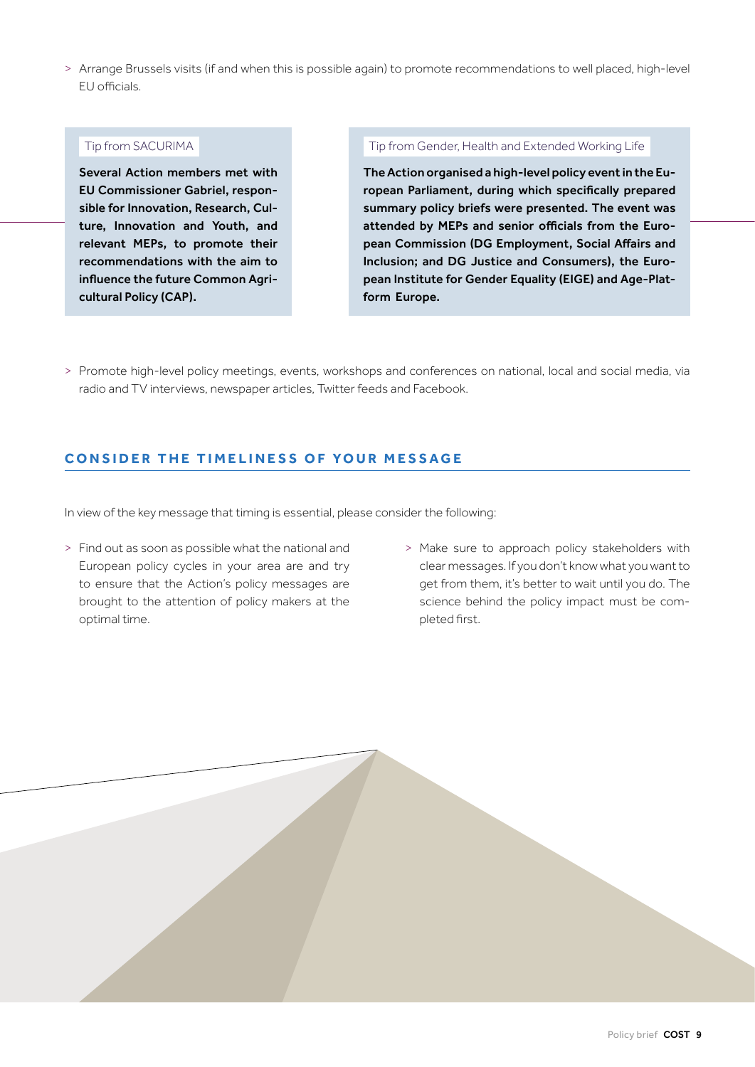- Arrange Brussels visits (if and when this is possible again) to promote recommendations to well placed, high-level EU officials.

> Tip from SACURIMA
>
> **Several Action members met with EU Commissioner Gabriel, responsible for Innovation, Research, Culture, Innovation and Youth, and relevant MEPs, to promote their recommendations with the aim to influence the future Common Agricultural Policy (CAP).**

> Tip from Gender, Health and Extended Working Life
>
> **The Action organised a high-level policy event in the European Parliament, during which specifically prepared summary policy briefs were presented. The event was attended by MEPs and senior officials from the European Commission (DG Employment, Social Affairs and Inclusion; and DG Justice and Consumers), the European Institute for Gender Equality (EIGE) and Age-Platform Europe.**

- Promote high-level policy meetings, events, workshops and conferences on national, local and social media, via radio and TV interviews, newspaper articles, Twitter feeds and Facebook.

## CONSIDER THE TIMELINESS OF YOUR MESSAGE

In view of the key message that timing is essential, please consider the following:

- Find out as soon as possible what the national and European policy cycles in your area are and try to ensure that the Action's policy messages are brought to the attention of policy makers at the optimal time.
- Make sure to approach policy stakeholders with clear messages. If you don't know what you want to get from them, it's better to wait until you do. The science behind the policy impact must be completed first.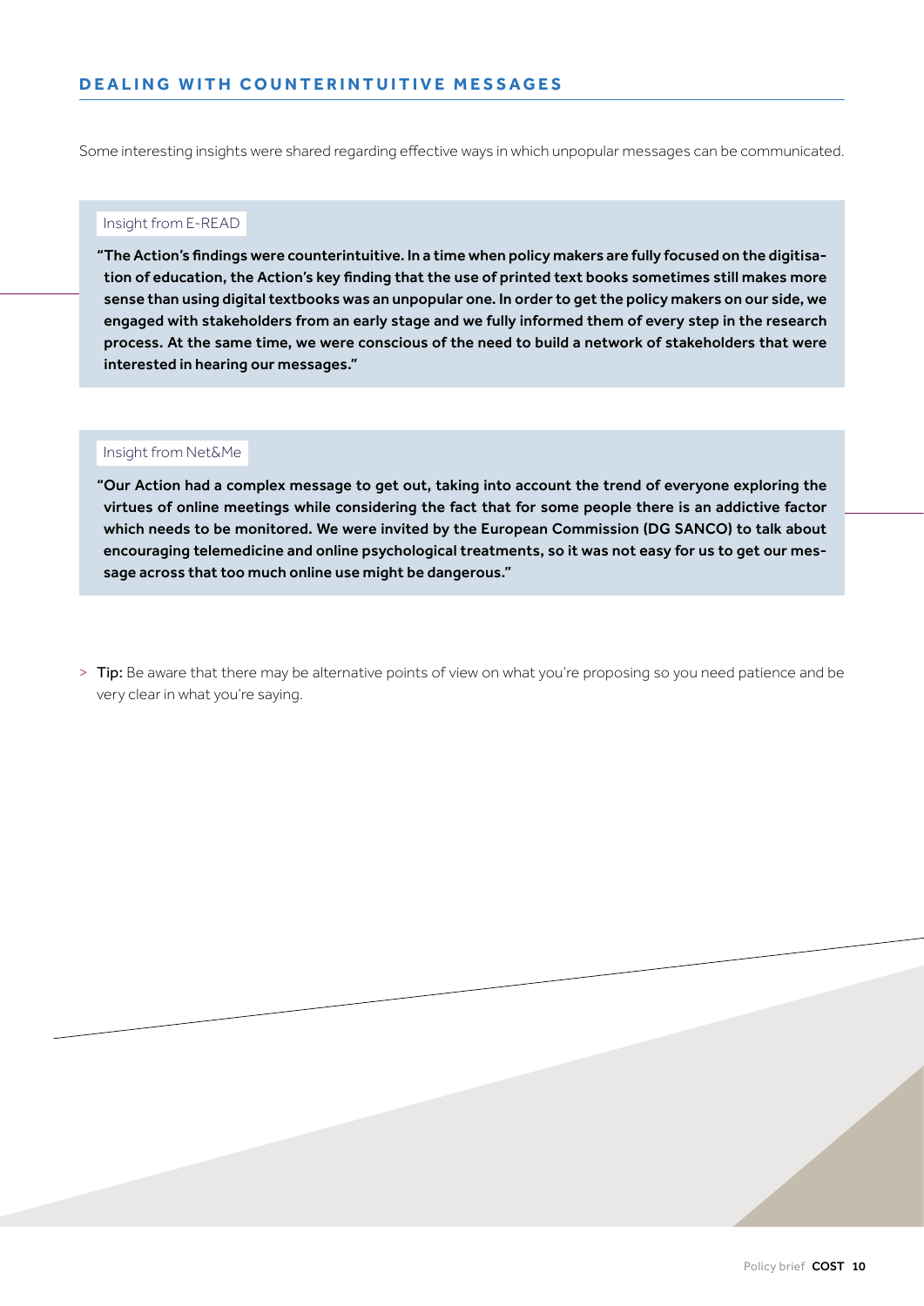## DEALING WITH COUNTERINTUITIVE MESSAGES

Some interesting insights were shared regarding effective ways in which unpopular messages can be communicated.

Insight from E-READ

**"The Action's findings were counterintuitive. In a time when policy makers are fully focused on the digitisation of education, the Action's key finding that the use of printed text books sometimes still makes more sense than using digital textbooks was an unpopular one. In order to get the policy makers on our side, we engaged with stakeholders from an early stage and we fully informed them of every step in the research process. At the same time, we were conscious of the need to build a network of stakeholders that were interested in hearing our messages."**

Insight from Net&Me

**"Our Action had a complex message to get out, taking into account the trend of everyone exploring the virtues of online meetings while considering the fact that for some people there is an addictive factor which needs to be monitored. We were invited by the European Commission (DG SANCO) to talk about encouraging telemedicine and online psychological treatments, so it was not easy for us to get our message across that too much online use might be dangerous."**

> Tip: Be aware that there may be alternative points of view on what you're proposing so you need patience and be very clear in what you're saying.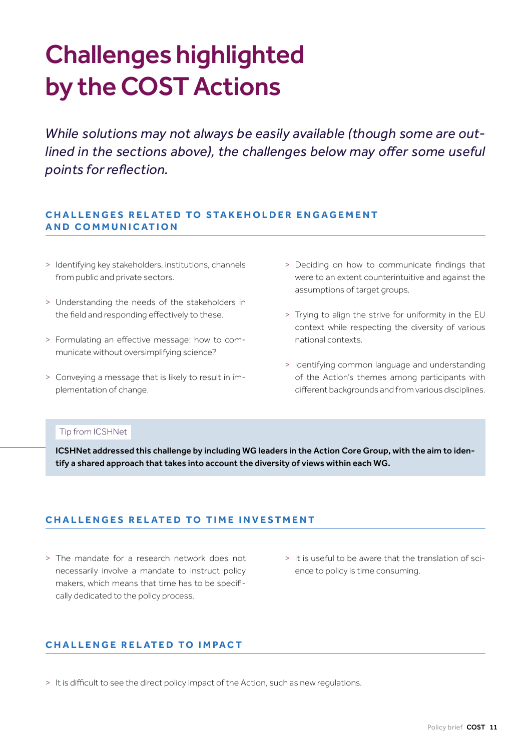# Challenges highlighted by the COST Actions

*While solutions may not always be easily available (though some are outlined in the sections above), the challenges below may offer some useful points for reflection.*

## CHALLENGES RELATED TO STAKEHOLDER ENGAGEMENT AND COMMUNICATION

- Identifying key stakeholders, institutions, channels from public and private sectors.
- Understanding the needs of the stakeholders in the field and responding effectively to these.
- Formulating an effective message: how to communicate without oversimplifying science?
- Conveying a message that is likely to result in implementation of change.
- Deciding on how to communicate findings that were to an extent counterintuitive and against the assumptions of target groups.
- Trying to align the strive for uniformity in the EU context while respecting the diversity of various national contexts.
- Identifying common language and understanding of the Action's themes among participants with different backgrounds and from various disciplines.

Tip from ICSHNet

**ICSHNet addressed this challenge by including WG leaders in the Action Core Group, with the aim to identify a shared approach that takes into account the diversity of views within each WG.**

## CHALLENGES RELATED TO TIME INVESTMENT

- The mandate for a research network does not necessarily involve a mandate to instruct policy makers, which means that time has to be specifically dedicated to the policy process.
- It is useful to be aware that the translation of science to policy is time consuming.

## CHALLENGE RELATED TO IMPACT

- It is difficult to see the direct policy impact of the Action, such as new regulations.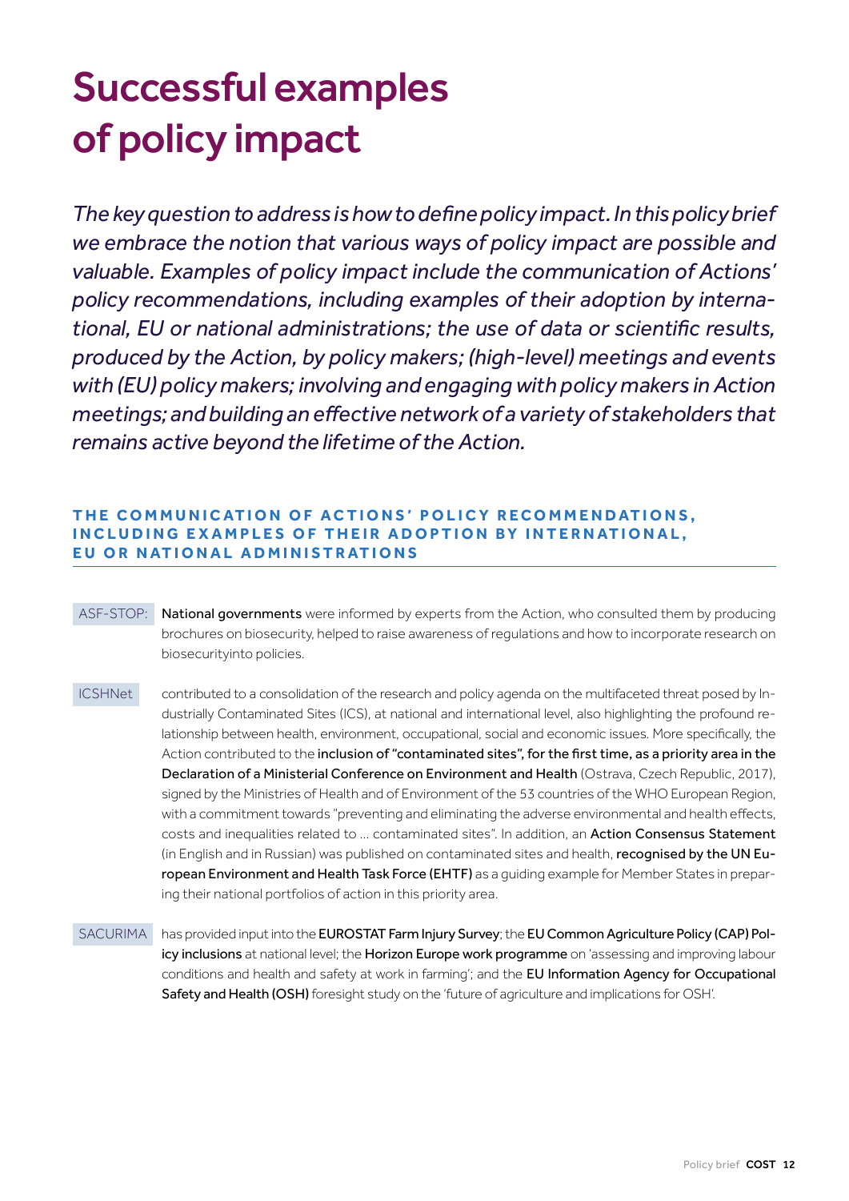# Successful examples of policy impact

*The key question to address is how to define policy impact. In this policy brief we embrace the notion that various ways of policy impact are possible and valuable. Examples of policy impact include the communication of Actions' policy recommendations, including examples of their adoption by international, EU or national administrations; the use of data or scientific results, produced by the Action, by policy makers; (high-level) meetings and events with (EU) policy makers; involving and engaging with policy makers in Action meetings; and building an effective network of a variety of stakeholders that remains active beyond the lifetime of the Action.*

## THE COMMUNICATION OF ACTIONS' POLICY RECOMMENDATIONS, INCLUDING EXAMPLES OF THEIR ADOPTION BY INTERNATIONAL, EU OR NATIONAL ADMINISTRATIONS

ASF-STOP: **National governments** were informed by experts from the Action, who consulted them by producing brochures on biosecurity, helped to raise awareness of regulations and how to incorporate research on biosecurityinto policies.

ICSHNet contributed to a consolidation of the research and policy agenda on the multifaceted threat posed by Industrially Contaminated Sites (ICS), at national and international level, also highlighting the profound relationship between health, environment, occupational, social and economic issues. More specifically, the Action contributed to the **inclusion of "contaminated sites", for the first time, as a priority area in the Declaration of a Ministerial Conference on Environment and Health** (Ostrava, Czech Republic, 2017), signed by the Ministries of Health and of Environment of the 53 countries of the WHO European Region, with a commitment towards "preventing and eliminating the adverse environmental and health effects, costs and inequalities related to … contaminated sites". In addition, an **Action Consensus Statement** (in English and in Russian) was published on contaminated sites and health, **recognised by the UN European Environment and Health Task Force (EHTF)** as a guiding example for Member States in preparing their national portfolios of action in this priority area.

SACURIMA has provided input into the **EUROSTAT Farm Injury Survey**; the **EU Common Agriculture Policy (CAP) Policy inclusions** at national level; the **Horizon Europe work programme** on 'assessing and improving labour conditions and health and safety at work in farming'; and the **EU Information Agency for Occupational Safety and Health (OSH)** foresight study on the 'future of agriculture and implications for OSH'.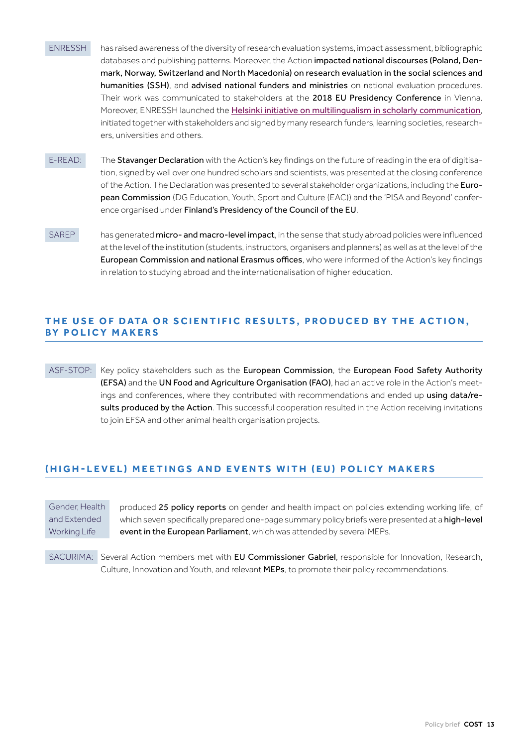**ENRESSH** has raised awareness of the diversity of research evaluation systems, impact assessment, bibliographic databases and publishing patterns. Moreover, the Action **impacted national discourses (Poland, Denmark, Norway, Switzerland and North Macedonia) on research evaluation in the social sciences and humanities (SSH)**, and **advised national funders and ministries** on national evaluation procedures. Their work was communicated to stakeholders at the **2018 EU Presidency Conference** in Vienna. Moreover, ENRESSH launched the Helsinki initiative on multilingualism in scholarly communication, initiated together with stakeholders and signed by many research funders, learning societies, researchers, universities and others.

**E-READ:** The **Stavanger Declaration** with the Action's key findings on the future of reading in the era of digitisation, signed by well over one hundred scholars and scientists, was presented at the closing conference of the Action. The Declaration was presented to several stakeholder organizations, including the **European Commission** (DG Education, Youth, Sport and Culture (EAC)) and the 'PISA and Beyond' conference organised under **Finland's Presidency of the Council of the EU**.

**SAREP** has generated **micro- and macro-level impact**, in the sense that study abroad policies were influenced at the level of the institution (students, instructors, organisers and planners) as well as at the level of the **European Commission and national Erasmus offices**, who were informed of the Action's key findings in relation to studying abroad and the internationalisation of higher education.

## THE USE OF DATA OR SCIENTIFIC RESULTS, PRODUCED BY THE ACTION, BY POLICY MAKERS

**ASF-STOP:** Key policy stakeholders such as the **European Commission**, the **European Food Safety Authority (EFSA)** and the **UN Food and Agriculture Organisation (FAO)**, had an active role in the Action's meetings and conferences, where they contributed with recommendations and ended up **using data/results produced by the Action**. This successful cooperation resulted in the Action receiving invitations to join EFSA and other animal health organisation projects.

## (HIGH-LEVEL) MEETINGS AND EVENTS WITH (EU) POLICY MAKERS

**Gender, Health and Extended Working Life** produced **25 policy reports** on gender and health impact on policies extending working life, of which seven specifically prepared one-page summary policy briefs were presented at a **high-level event in the European Parliament**, which was attended by several MEPs.

**SACURIMA:** Several Action members met with **EU Commissioner Gabriel**, responsible for Innovation, Research, Culture, Innovation and Youth, and relevant **MEPs**, to promote their policy recommendations.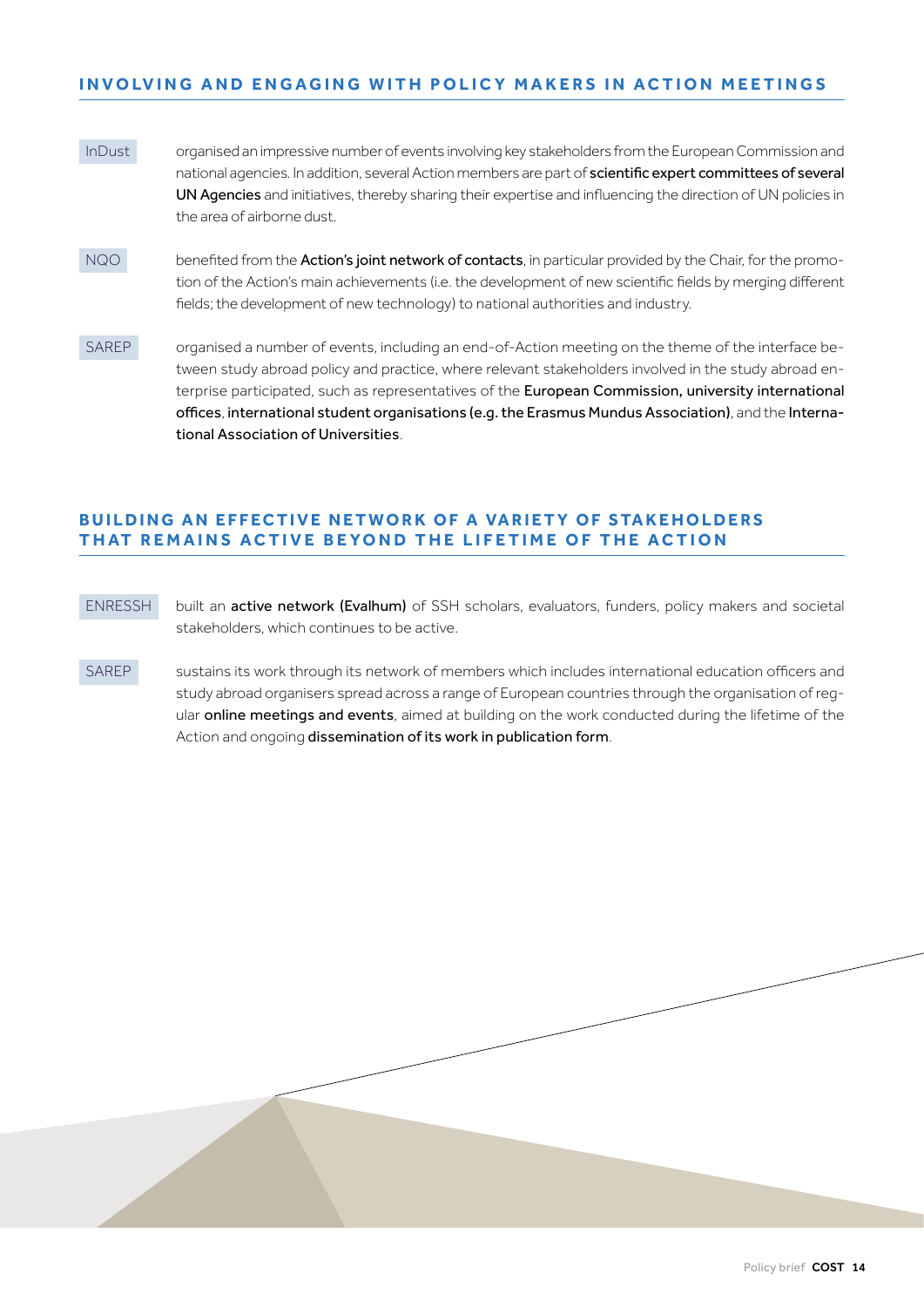## INVOLVING AND ENGAGING WITH POLICY MAKERS IN ACTION MEETINGS

InDust organised an impressive number of events involving key stakeholders from the European Commission and national agencies. In addition, several Action members are part of **scientific expert committees of several UN Agencies** and initiatives, thereby sharing their expertise and influencing the direction of UN policies in the area of airborne dust.

NQO benefited from the **Action's joint network of contacts**, in particular provided by the Chair, for the promotion of the Action's main achievements (i.e. the development of new scientific fields by merging different fields; the development of new technology) to national authorities and industry.

SAREP organised a number of events, including an end-of-Action meeting on the theme of the interface between study abroad policy and practice, where relevant stakeholders involved in the study abroad enterprise participated, such as representatives of the **European Commission, university international offices**, **international student organisations (e.g. the Erasmus Mundus Association)**, and the **International Association of Universities**.

## BUILDING AN EFFECTIVE NETWORK OF A VARIETY OF STAKEHOLDERS THAT REMAINS ACTIVE BEYOND THE LIFETIME OF THE ACTION

ENRESSH built an **active network (Evalhum)** of SSH scholars, evaluators, funders, policy makers and societal stakeholders, which continues to be active.

SAREP sustains its work through its network of members which includes international education officers and study abroad organisers spread across a range of European countries through the organisation of regular **online meetings and events**, aimed at building on the work conducted during the lifetime of the Action and ongoing **dissemination of its work in publication form**.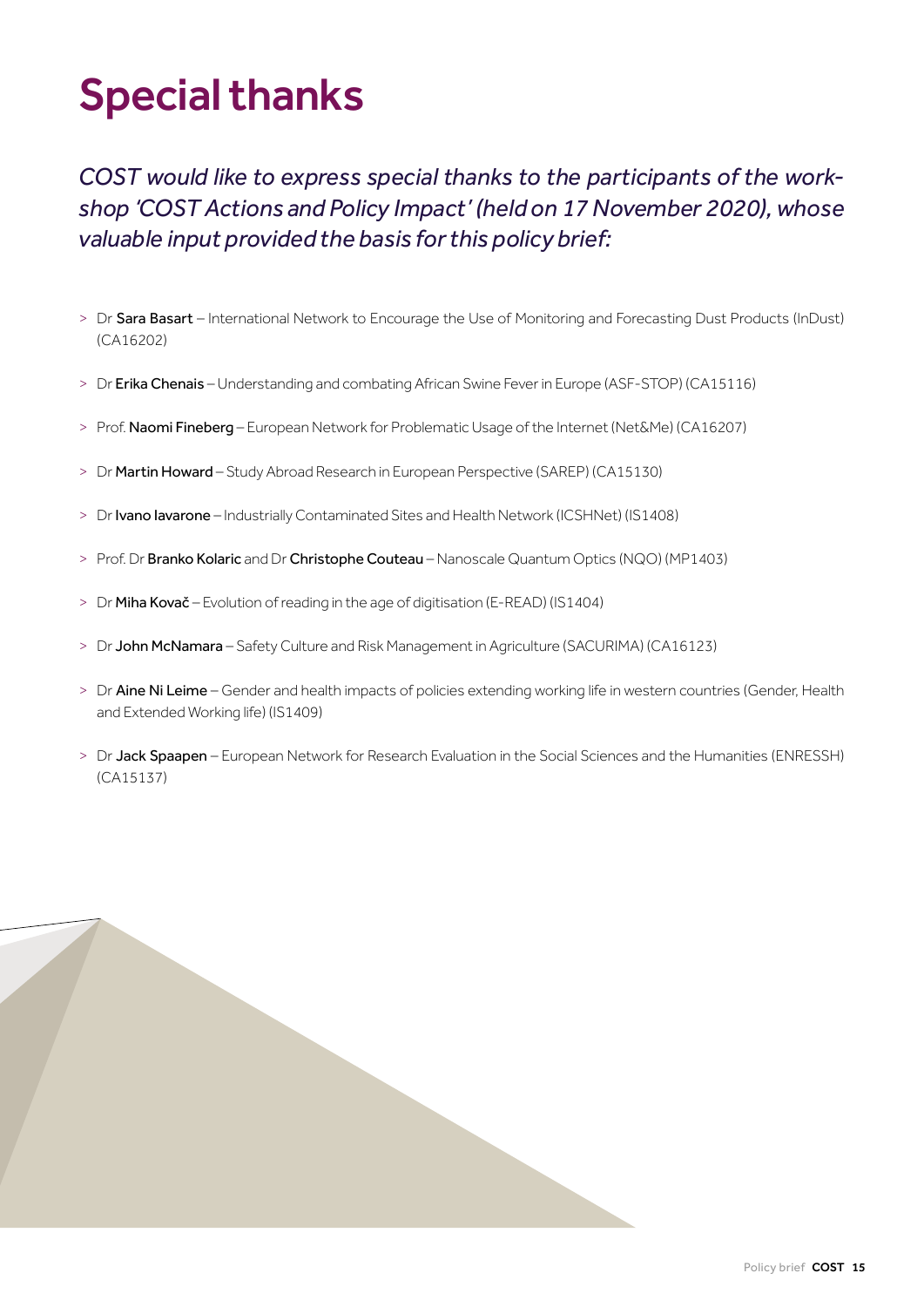# Special thanks

*COST would like to express special thanks to the participants of the workshop 'COST Actions and Policy Impact' (held on 17 November 2020), whose valuable input provided the basis for this policy brief:*

- Dr **Sara Basart** – International Network to Encourage the Use of Monitoring and Forecasting Dust Products (InDust) (CA16202)
- Dr **Erika Chenais** – Understanding and combating African Swine Fever in Europe (ASF-STOP) (CA15116)
- Prof. **Naomi Fineberg** – European Network for Problematic Usage of the Internet (Net&Me) (CA16207)
- Dr **Martin Howard** – Study Abroad Research in European Perspective (SAREP) (CA15130)
- Dr **Ivano Iavarone** – Industrially Contaminated Sites and Health Network (ICSHNet) (IS1408)
- Prof. Dr **Branko Kolaric** and Dr **Christophe Couteau** – Nanoscale Quantum Optics (NQO) (MP1403)
- Dr **Miha Kovač** – Evolution of reading in the age of digitisation (E-READ) (IS1404)
- Dr **John McNamara** – Safety Culture and Risk Management in Agriculture (SACURIMA) (CA16123)
- Dr **Aine Ni Leime** – Gender and health impacts of policies extending working life in western countries (Gender, Health and Extended Working life) (IS1409)
- Dr **Jack Spaapen** – European Network for Research Evaluation in the Social Sciences and the Humanities (ENRESSH) (CA15137)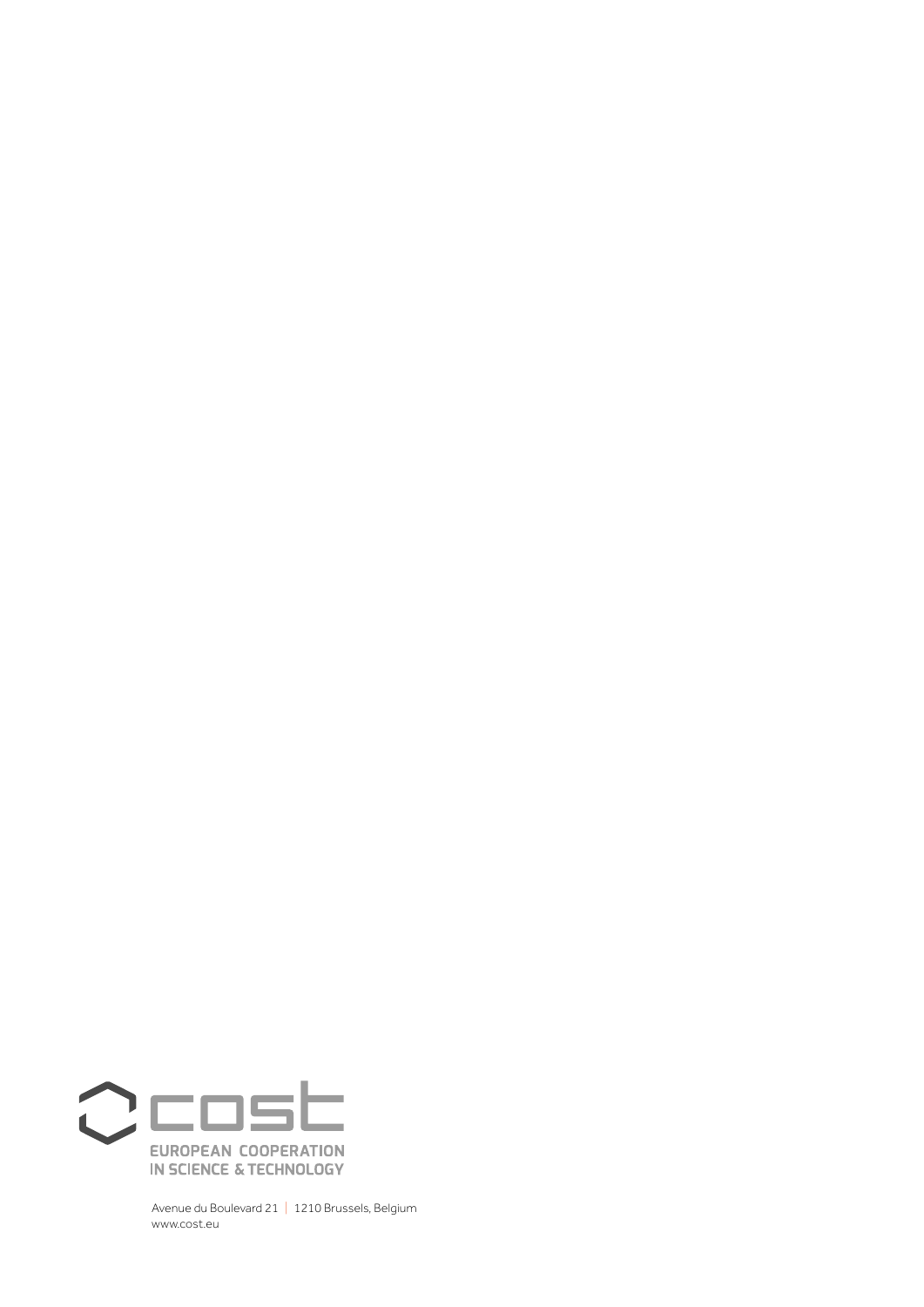cost

EUROPEAN COOPERATION
IN SCIENCE & TECHNOLOGY

Avenue du Boulevard 21 | 1210 Brussels, Belgium
www.cost.eu